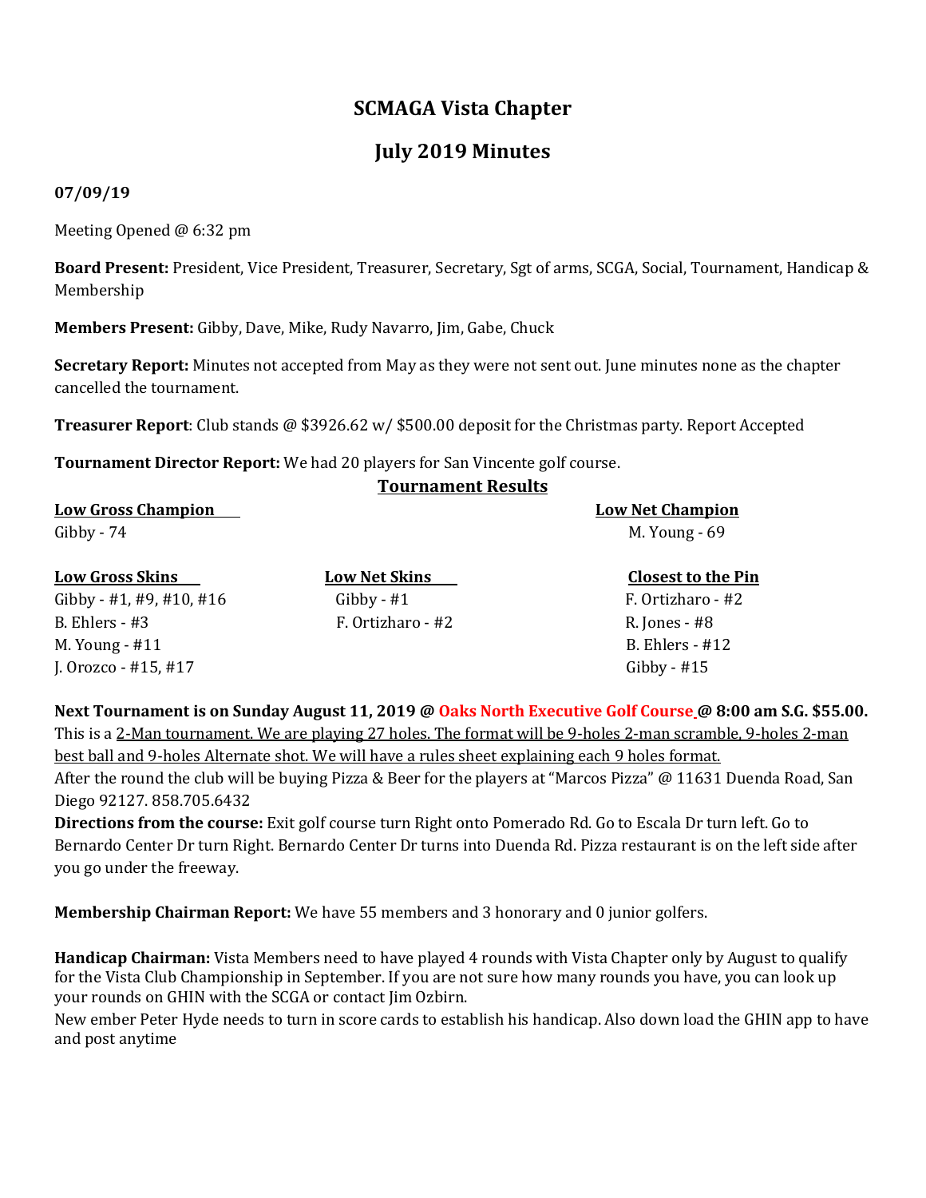# SCMAGA Vista Chapter

## July 2019 Minutes

**07/09/19**

Meeting Opened @ 6:32 pm

**Board Present:** President, Vice President, Treasurer, Secretary, Sgt of arms, SCGA, Social, Tournament, Handicap & Membership

**Members Present:** Gibby, Dave, Mike, Rudy Navarro, Jim, Gabe, Chuck

**Secretary Report:** Minutes not accepted from May as they were not sent out. June minutes none as the chapter cancelled the tournament.

**Treasurer Report**: Club stands @ $3926.62 w/ $500.00 deposit for the Christmas party. Report Accepted

**Tournament Director Report:** We had 20 players for San Vincente golf course.

**Tournament Results**

| **Low Gross Champion** | **Low Net Champion** |
|---|---|
| Gibby - 74 | M. Young - 69 |

| **Low Gross Skins** | **Low Net Skins** | **Closest to the Pin** |
|---|---|---|
| Gibby - #1, #9, #10, #16 | Gibby - #1 | F. Ortizharo - #2 |
| B. Ehlers - #3 | F. Ortizharo - #2 | R. Jones - #8 |
| M. Young - #11 | | B. Ehlers - #12 |
| J. Orozco - #15, #17 | | Gibby - #15 |

**Next Tournament is on Sunday August 11, 2019 @ Oaks North Executive Golf Course @ 8:00 am S.G. $55.00.** This is a 2-Man tournament. We are playing 27 holes. The format will be 9-holes 2-man scramble, 9-holes 2-man best ball and 9-holes Alternate shot. We will have a rules sheet explaining each 9 holes format.

After the round the club will be buying Pizza & Beer for the players at "Marcos Pizza" @ 11631 Duenda Road, San Diego 92127. 858.705.6432

**Directions from the course:** Exit golf course turn Right onto Pomerado Rd. Go to Escala Dr turn left. Go to Bernardo Center Dr turn Right. Bernardo Center Dr turns into Duenda Rd. Pizza restaurant is on the left side after you go under the freeway.

**Membership Chairman Report:** We have 55 members and 3 honorary and 0 junior golfers.

**Handicap Chairman:** Vista Members need to have played 4 rounds with Vista Chapter only by August to qualify for the Vista Club Championship in September. If you are not sure how many rounds you have, you can look up your rounds on GHIN with the SCGA or contact Jim Ozbirn.

New ember Peter Hyde needs to turn in score cards to establish his handicap. Also down load the GHIN app to have and post anytime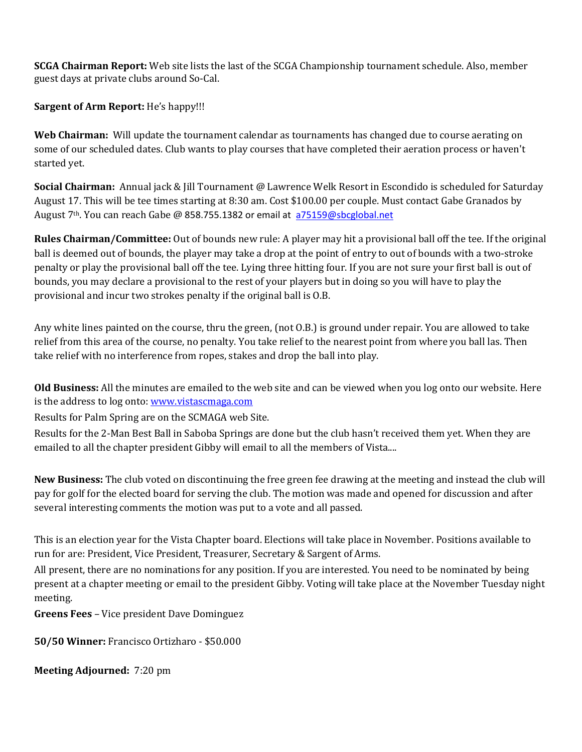**SCGA Chairman Report:** Web site lists the last of the SCGA Championship tournament schedule. Also, member guest days at private clubs around So-Cal.

**Sargent of Arm Report:** He's happy!!!

**Web Chairman:** Will update the tournament calendar as tournaments has changed due to course aerating on some of our scheduled dates. Club wants to play courses that have completed their aeration process or haven't started yet.

**Social Chairman:** Annual jack & Jill Tournament @ Lawrence Welk Resort in Escondido is scheduled for Saturday August 17. This will be tee times starting at 8:30 am. Cost $100.00 per couple. Must contact Gabe Granados by August 7th. You can reach Gabe @ 858.755.1382 or email at [a75159@sbcglobal.net](mailto:a75159@sbcglobal.net)

**Rules Chairman/Committee:** Out of bounds new rule: A player may hit a provisional ball off the tee. If the original ball is deemed out of bounds, the player may take a drop at the point of entry to out of bounds with a two-stroke penalty or play the provisional ball off the tee. Lying three hitting four. If you are not sure your first ball is out of bounds, you may declare a provisional to the rest of your players but in doing so you will have to play the provisional and incur two strokes penalty if the original ball is O.B.

Any white lines painted on the course, thru the green, (not O.B.) is ground under repair. You are allowed to take relief from this area of the course, no penalty. You take relief to the nearest point from where you ball las. Then take relief with no interference from ropes, stakes and drop the ball into play.

**Old Business:** All the minutes are emailed to the web site and can be viewed when you log onto our website. Here is the address to log onto: [www.vistascmaga.com](http://www.vistascmaga.com)

Results for Palm Spring are on the SCMAGA web Site.

Results for the 2-Man Best Ball in Saboba Springs are done but the club hasn't received them yet. When they are emailed to all the chapter president Gibby will email to all the members of Vista....

**New Business:** The club voted on discontinuing the free green fee drawing at the meeting and instead the club will pay for golf for the elected board for serving the club. The motion was made and opened for discussion and after several interesting comments the motion was put to a vote and all passed.

This is an election year for the Vista Chapter board. Elections will take place in November. Positions available to run for are: President, Vice President, Treasurer, Secretary & Sargent of Arms.

All present, there are no nominations for any position. If you are interested. You need to be nominated by being present at a chapter meeting or email to the president Gibby. Voting will take place at the November Tuesday night meeting.

**Greens Fees** – Vice president Dave Dominguez

**50/50 Winner:** Francisco Ortizharo - $50.000

**Meeting Adjourned:** 7:20 pm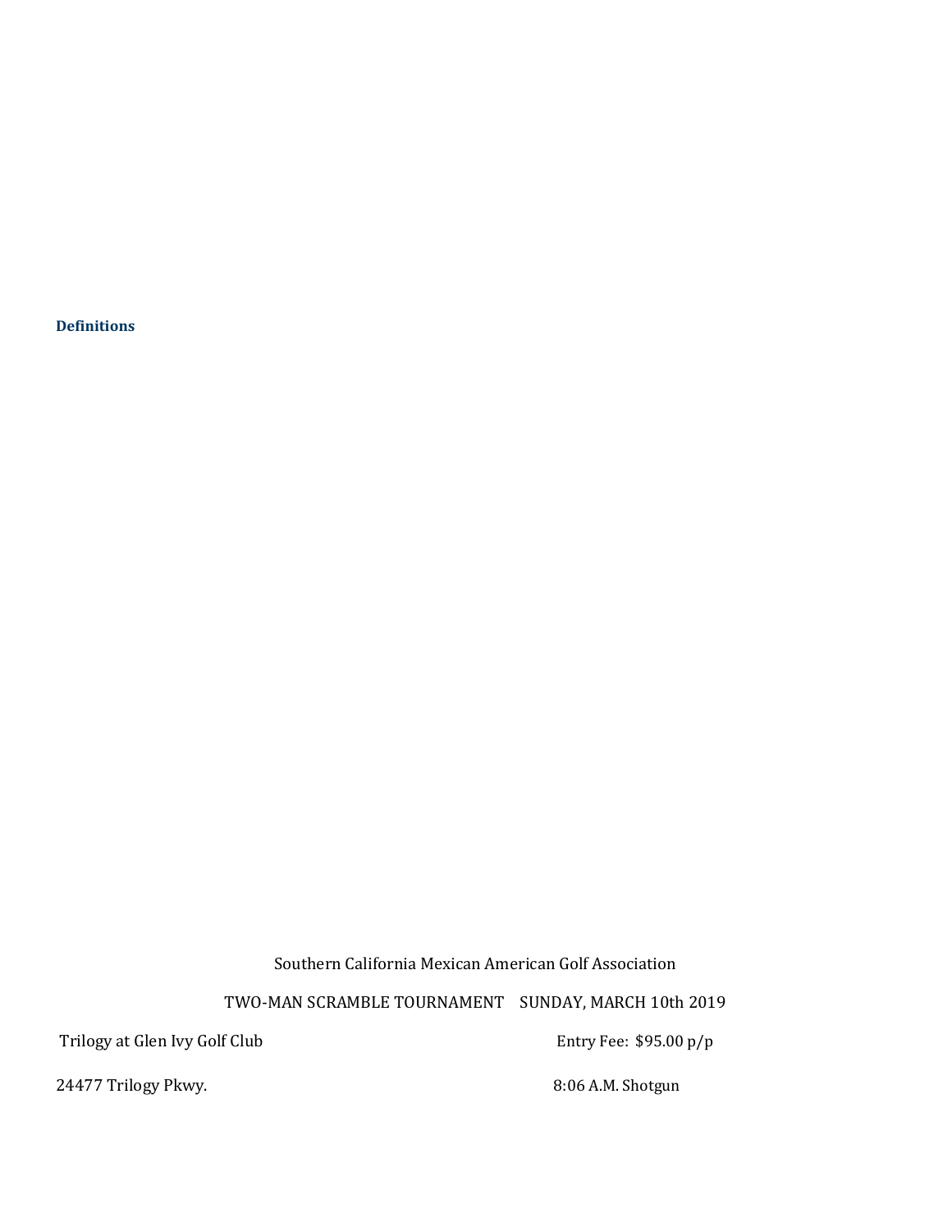**Definitions**

Southern California Mexican American Golf Association

TWO-MAN SCRAMBLE TOURNAMENT    SUNDAY, MARCH 10th 2019

Trilogy at Glen Ivy Golf Club                                                    Entry Fee:  $95.00 p/p

24477 Trilogy Pkwy.                                                    8:06 A.M. Shotgun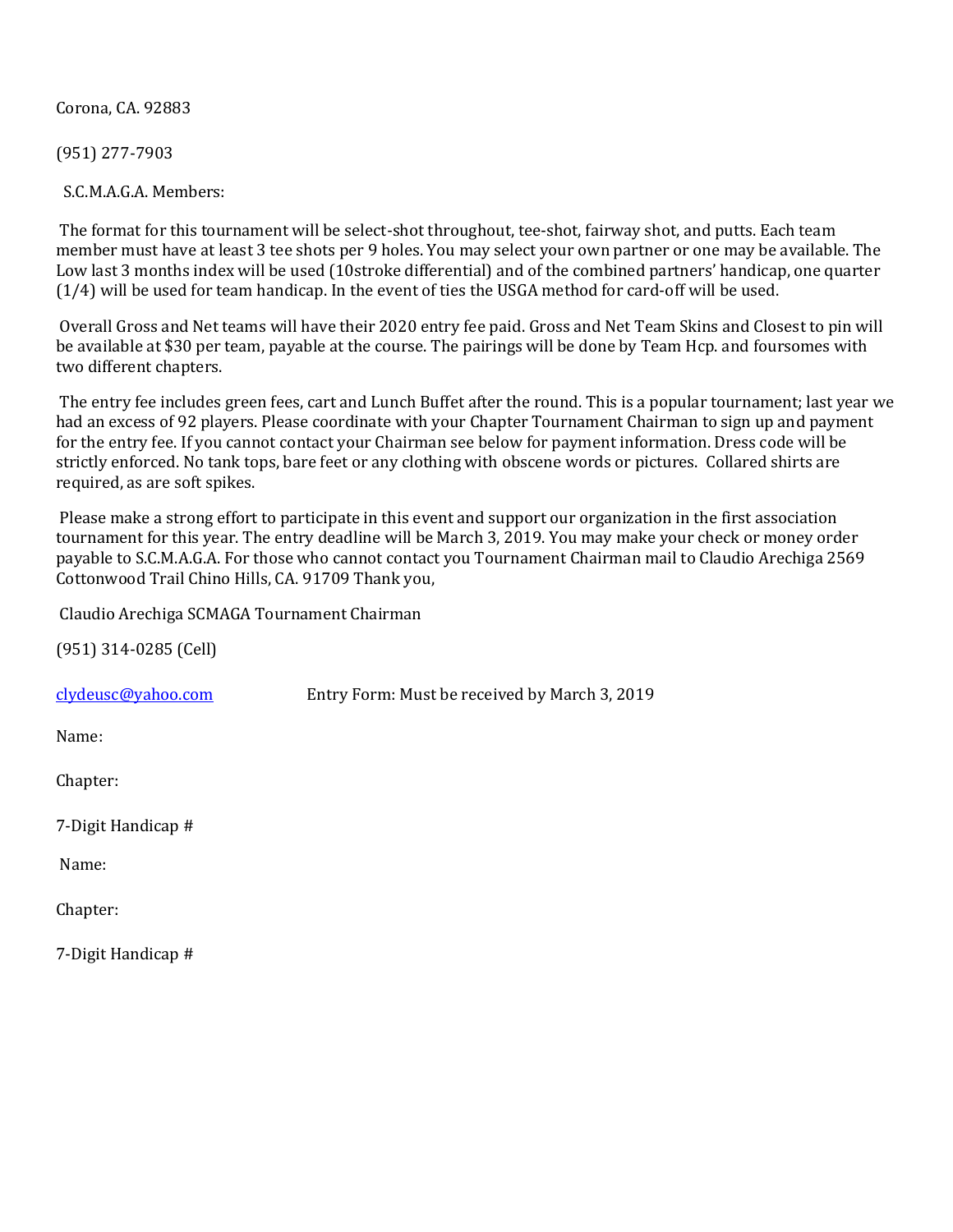Corona, CA. 92883

(951) 277-7903

S.C.M.A.G.A. Members:

The format for this tournament will be select-shot throughout, tee-shot, fairway shot, and putts. Each team member must have at least 3 tee shots per 9 holes. You may select your own partner or one may be available. The Low last 3 months index will be used (10stroke differential) and of the combined partners' handicap, one quarter (1/4) will be used for team handicap. In the event of ties the USGA method for card-off will be used.

Overall Gross and Net teams will have their 2020 entry fee paid. Gross and Net Team Skins and Closest to pin will be available at $30 per team, payable at the course. The pairings will be done by Team Hcp. and foursomes with two different chapters.

The entry fee includes green fees, cart and Lunch Buffet after the round. This is a popular tournament; last year we had an excess of 92 players. Please coordinate with your Chapter Tournament Chairman to sign up and payment for the entry fee. If you cannot contact your Chairman see below for payment information. Dress code will be strictly enforced. No tank tops, bare feet or any clothing with obscene words or pictures. Collared shirts are required, as are soft spikes.

Please make a strong effort to participate in this event and support our organization in the first association tournament for this year. The entry deadline will be March 3, 2019. You may make your check or money order payable to S.C.M.A.G.A. For those who cannot contact you Tournament Chairman mail to Claudio Arechiga 2569 Cottonwood Trail Chino Hills, CA. 91709 Thank you,

Claudio Arechiga SCMAGA Tournament Chairman

(951) 314-0285 (Cell)

clydeusc@yahoo.com

Entry Form: Must be received by March 3, 2019

Name:

Chapter:

7-Digit Handicap #

Name:

Chapter:

7-Digit Handicap #